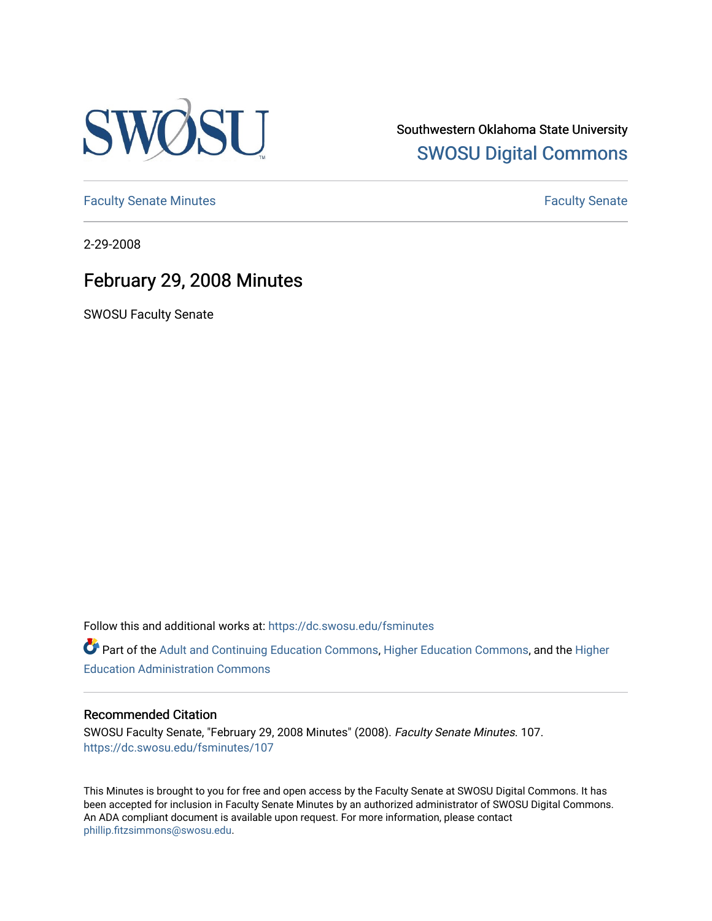Southwestern Oklahoma State University
[SWOSU Digital Commons](https://dc.swosu.edu)

Faculty Senate Minutes | Faculty Senate

2-29-2008

# February 29, 2008 Minutes

SWOSU Faculty Senate

Follow this and additional works at: https://dc.swosu.edu/fsminutes

Part of the Adult and Continuing Education Commons, Higher Education Commons, and the Higher Education Administration Commons

## Recommended Citation

SWOSU Faculty Senate, "February 29, 2008 Minutes" (2008). *Faculty Senate Minutes.* 107.
https://dc.swosu.edu/fsminutes/107

This Minutes is brought to you for free and open access by the Faculty Senate at SWOSU Digital Commons. It has been accepted for inclusion in Faculty Senate Minutes by an authorized administrator of SWOSU Digital Commons. An ADA compliant document is available upon request. For more information, please contact phillip.fitzsimmons@swosu.edu.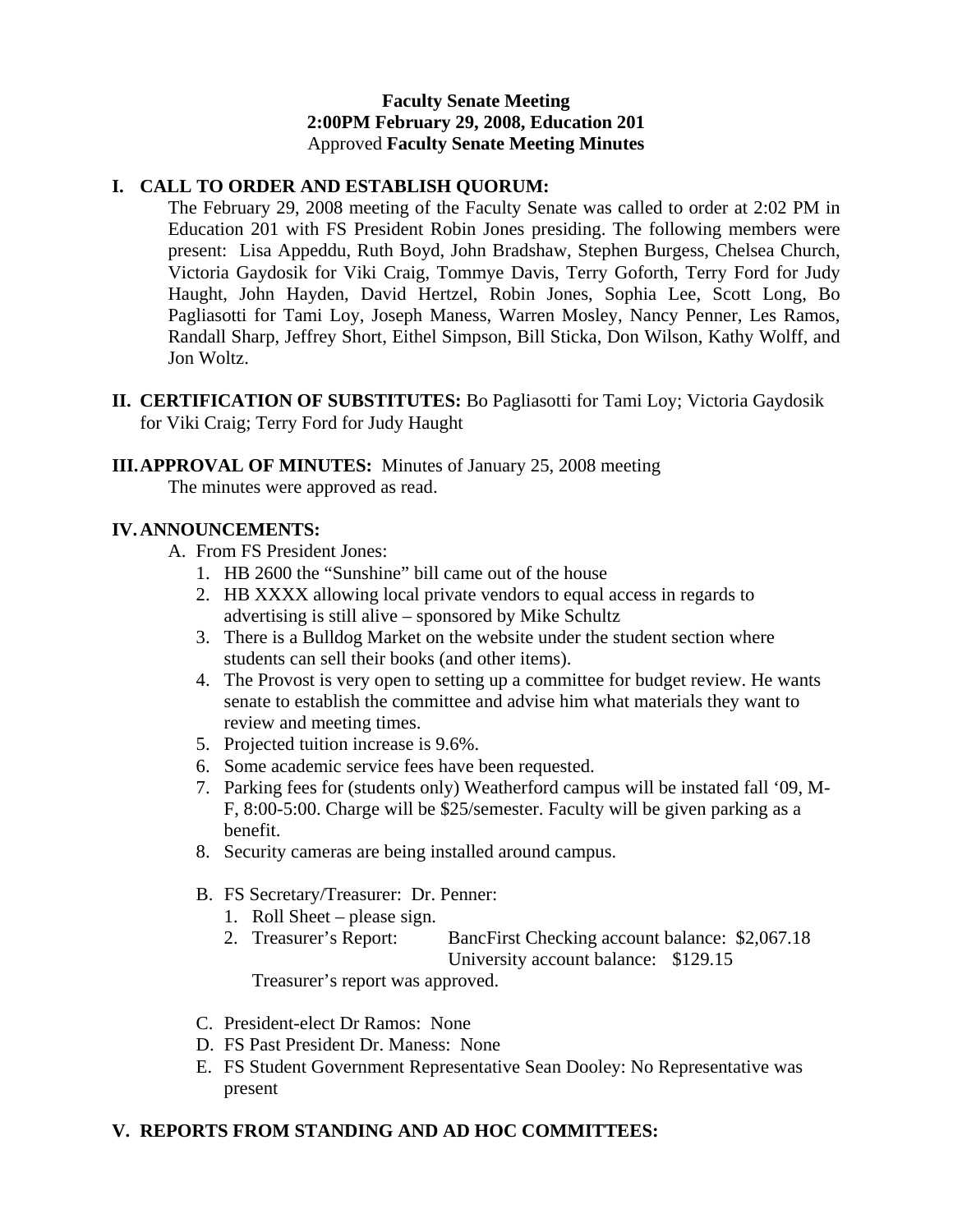**Faculty Senate Meeting**
**2:00PM February 29, 2008, Education 201**
Approved **Faculty Senate Meeting Minutes**

## I. CALL TO ORDER AND ESTABLISH QUORUM:

The February 29, 2008 meeting of the Faculty Senate was called to order at 2:02 PM in Education 201 with FS President Robin Jones presiding. The following members were present: Lisa Appeddu, Ruth Boyd, John Bradshaw, Stephen Burgess, Chelsea Church, Victoria Gaydosik for Viki Craig, Tommye Davis, Terry Goforth, Terry Ford for Judy Haught, John Hayden, David Hertzel, Robin Jones, Sophia Lee, Scott Long, Bo Pagliasotti for Tami Loy, Joseph Maness, Warren Mosley, Nancy Penner, Les Ramos, Randall Sharp, Jeffrey Short, Eithel Simpson, Bill Sticka, Don Wilson, Kathy Wolff, and Jon Woltz.

## II. CERTIFICATION OF SUBSTITUTES:

Bo Pagliasotti for Tami Loy; Victoria Gaydosik for Viki Craig; Terry Ford for Judy Haught

## III. APPROVAL OF MINUTES:

Minutes of January 25, 2008 meeting

The minutes were approved as read.

## IV. ANNOUNCEMENTS:

A. From FS President Jones:
   1. HB 2600 the “Sunshine” bill came out of the house
   2. HB XXXX allowing local private vendors to equal access in regards to advertising is still alive – sponsored by Mike Schultz
   3. There is a Bulldog Market on the website under the student section where students can sell their books (and other items).
   4. The Provost is very open to setting up a committee for budget review. He wants senate to establish the committee and advise him what materials they want to review and meeting times.
   5. Projected tuition increase is 9.6%.
   6. Some academic service fees have been requested.
   7. Parking fees for (students only) Weatherford campus will be instated fall ‘09, M-F, 8:00-5:00. Charge will be $25/semester. Faculty will be given parking as a benefit.
   8. Security cameras are being installed around campus.

B. FS Secretary/Treasurer: Dr. Penner:
   1. Roll Sheet – please sign.
   2. Treasurer’s Report: BancFirst Checking account balance: $2,067.18
      University account balance: $129.15

      Treasurer’s report was approved.

C. President-elect Dr Ramos: None

D. FS Past President Dr. Maness: None

E. FS Student Government Representative Sean Dooley: No Representative was present

## V. REPORTS FROM STANDING AND AD HOC COMMITTEES: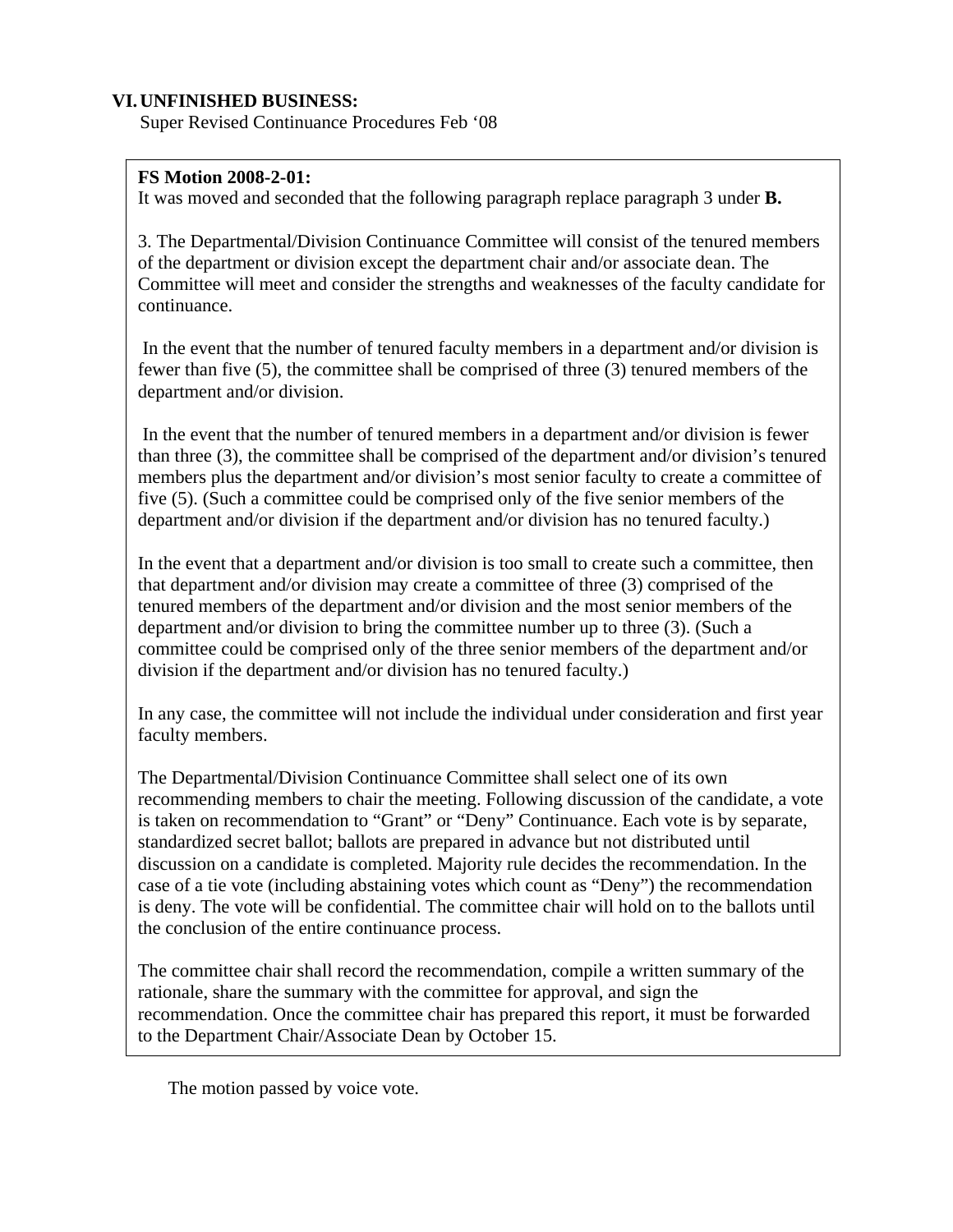## VI. UNFINISHED BUSINESS:

Super Revised Continuance Procedures Feb '08

**FS Motion 2008-2-01:**
It was moved and seconded that the following paragraph replace paragraph 3 under **B.**

3. The Departmental/Division Continuance Committee will consist of the tenured members of the department or division except the department chair and/or associate dean. The Committee will meet and consider the strengths and weaknesses of the faculty candidate for continuance.

In the event that the number of tenured faculty members in a department and/or division is fewer than five (5), the committee shall be comprised of three (3) tenured members of the department and/or division.

In the event that the number of tenured members in a department and/or division is fewer than three (3), the committee shall be comprised of the department and/or division's tenured members plus the department and/or division's most senior faculty to create a committee of five (5). (Such a committee could be comprised only of the five senior members of the department and/or division if the department and/or division has no tenured faculty.)

In the event that a department and/or division is too small to create such a committee, then that department and/or division may create a committee of three (3) comprised of the tenured members of the department and/or division and the most senior members of the department and/or division to bring the committee number up to three (3). (Such a committee could be comprised only of the three senior members of the department and/or division if the department and/or division has no tenured faculty.)

In any case, the committee will not include the individual under consideration and first year faculty members.

The Departmental/Division Continuance Committee shall select one of its own recommending members to chair the meeting. Following discussion of the candidate, a vote is taken on recommendation to "Grant" or "Deny" Continuance. Each vote is by separate, standardized secret ballot; ballots are prepared in advance but not distributed until discussion on a candidate is completed. Majority rule decides the recommendation. In the case of a tie vote (including abstaining votes which count as "Deny") the recommendation is deny. The vote will be confidential. The committee chair will hold on to the ballots until the conclusion of the entire continuance process.

The committee chair shall record the recommendation, compile a written summary of the rationale, share the summary with the committee for approval, and sign the recommendation. Once the committee chair has prepared this report, it must be forwarded to the Department Chair/Associate Dean by October 15.

The motion passed by voice vote.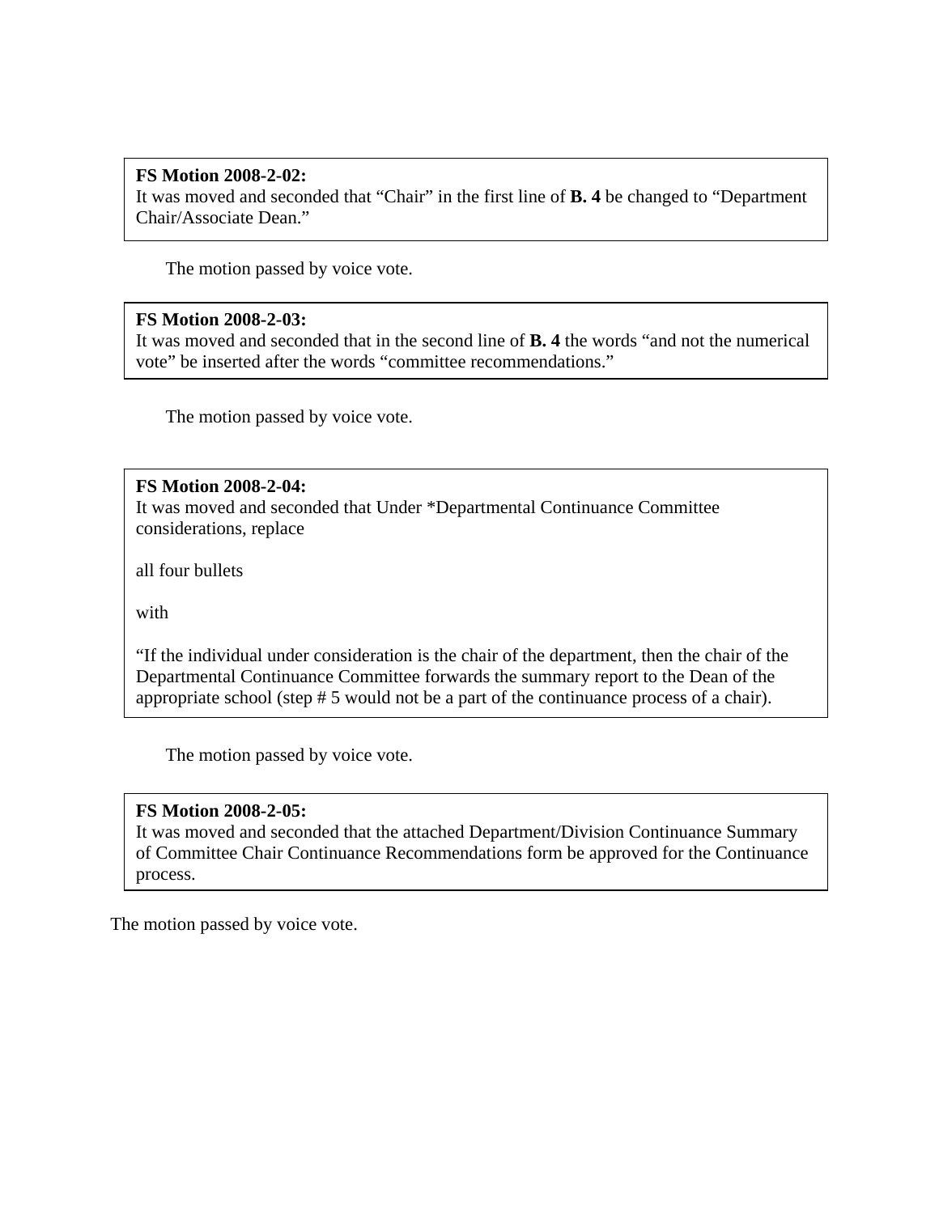**FS Motion 2008-2-02:**
It was moved and seconded that "Chair" in the first line of **B. 4** be changed to "Department Chair/Associate Dean."

The motion passed by voice vote.

**FS Motion 2008-2-03:**
It was moved and seconded that in the second line of **B. 4** the words "and not the numerical vote" be inserted after the words "committee recommendations."

The motion passed by voice vote.

**FS Motion 2008-2-04:**
It was moved and seconded that Under *Departmental Continuance Committee considerations, replace

all four bullets

with

"If the individual under consideration is the chair of the department, then the chair of the Departmental Continuance Committee forwards the summary report to the Dean of the appropriate school (step # 5 would not be a part of the continuance process of a chair).

The motion passed by voice vote.

**FS Motion 2008-2-05:**
It was moved and seconded that the attached Department/Division Continuance Summary of Committee Chair Continuance Recommendations form be approved for the Continuance process.

The motion passed by voice vote.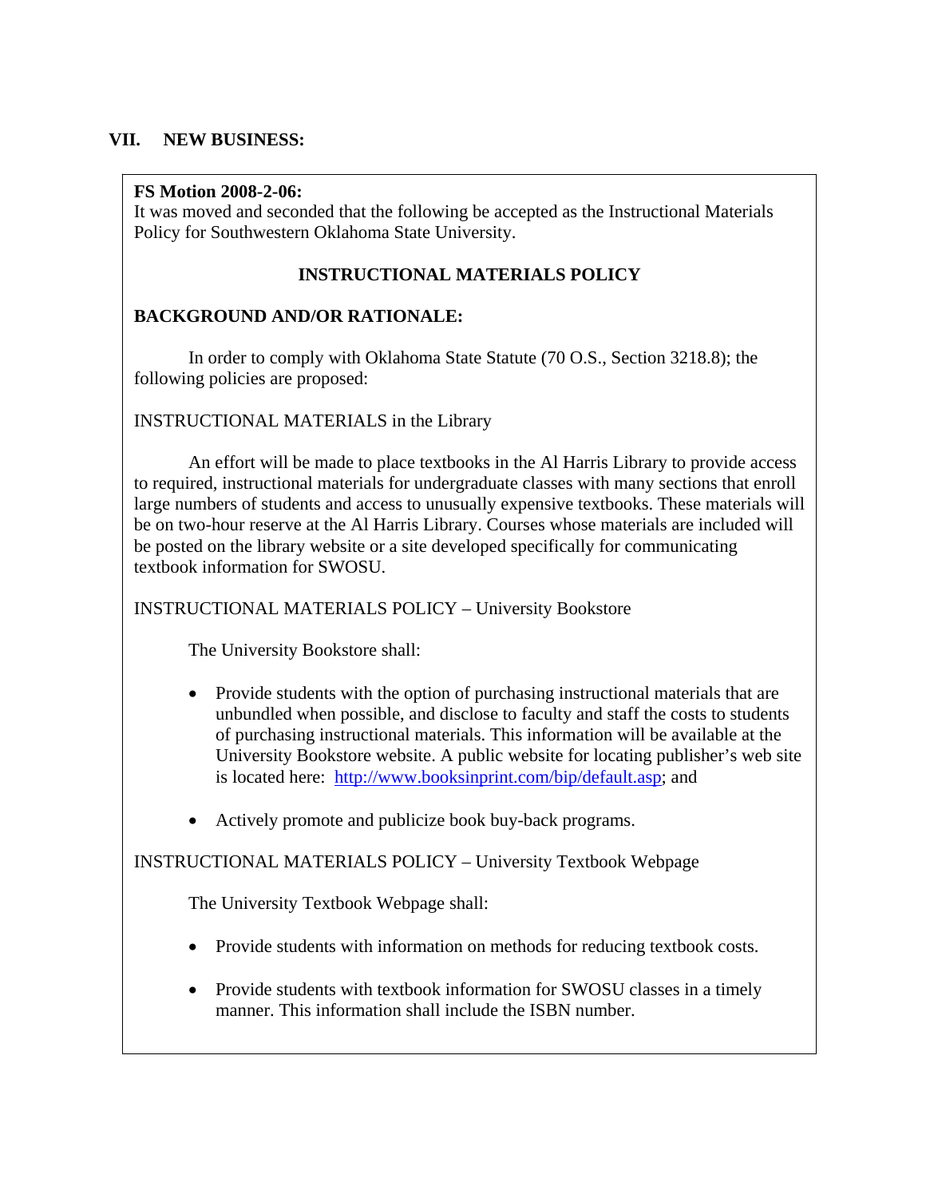## VII. NEW BUSINESS:

**FS Motion 2008-2-06:**
It was moved and seconded that the following be accepted as the Instructional Materials Policy for Southwestern Oklahoma State University.

**INSTRUCTIONAL MATERIALS POLICY**

**BACKGROUND AND/OR RATIONALE:**

In order to comply with Oklahoma State Statute (70 O.S., Section 3218.8); the following policies are proposed:

INSTRUCTIONAL MATERIALS in the Library

An effort will be made to place textbooks in the Al Harris Library to provide access to required, instructional materials for undergraduate classes with many sections that enroll large numbers of students and access to unusually expensive textbooks. These materials will be on two-hour reserve at the Al Harris Library. Courses whose materials are included will be posted on the library website or a site developed specifically for communicating textbook information for SWOSU.

INSTRUCTIONAL MATERIALS POLICY – University Bookstore

The University Bookstore shall:

- Provide students with the option of purchasing instructional materials that are unbundled when possible, and disclose to faculty and staff the costs to students of purchasing instructional materials. This information will be available at the University Bookstore website. A public website for locating publisher's web site is located here: http://www.booksinprint.com/bip/default.asp; and
- Actively promote and publicize book buy-back programs.

INSTRUCTIONAL MATERIALS POLICY – University Textbook Webpage

The University Textbook Webpage shall:

- Provide students with information on methods for reducing textbook costs.
- Provide students with textbook information for SWOSU classes in a timely manner. This information shall include the ISBN number.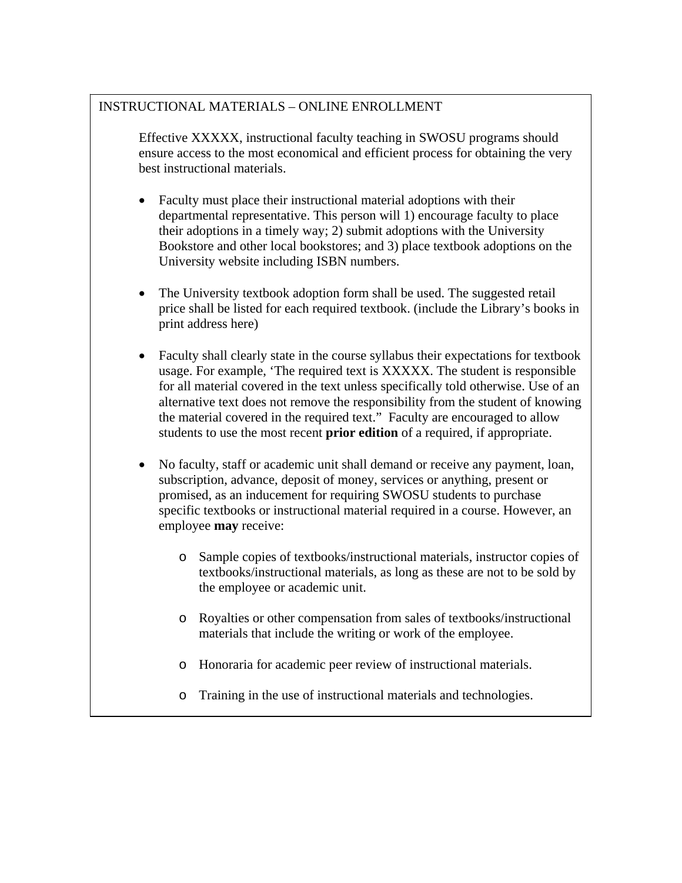INSTRUCTIONAL MATERIALS – ONLINE ENROLLMENT

Effective XXXXX, instructional faculty teaching in SWOSU programs should ensure access to the most economical and efficient process for obtaining the very best instructional materials.

- Faculty must place their instructional material adoptions with their departmental representative. This person will 1) encourage faculty to place their adoptions in a timely way; 2) submit adoptions with the University Bookstore and other local bookstores; and 3) place textbook adoptions on the University website including ISBN numbers.

- The University textbook adoption form shall be used. The suggested retail price shall be listed for each required textbook. (include the Library's books in print address here)

- Faculty shall clearly state in the course syllabus their expectations for textbook usage. For example, 'The required text is XXXXX. The student is responsible for all material covered in the text unless specifically told otherwise. Use of an alternative text does not remove the responsibility from the student of knowing the material covered in the required text." Faculty are encouraged to allow students to use the most recent **prior edition** of a required, if appropriate.

- No faculty, staff or academic unit shall demand or receive any payment, loan, subscription, advance, deposit of money, services or anything, present or promised, as an inducement for requiring SWOSU students to purchase specific textbooks or instructional material required in a course. However, an employee **may** receive:

  - Sample copies of textbooks/instructional materials, instructor copies of textbooks/instructional materials, as long as these are not to be sold by the employee or academic unit.

  - Royalties or other compensation from sales of textbooks/instructional materials that include the writing or work of the employee.

  - Honoraria for academic peer review of instructional materials.

  - Training in the use of instructional materials and technologies.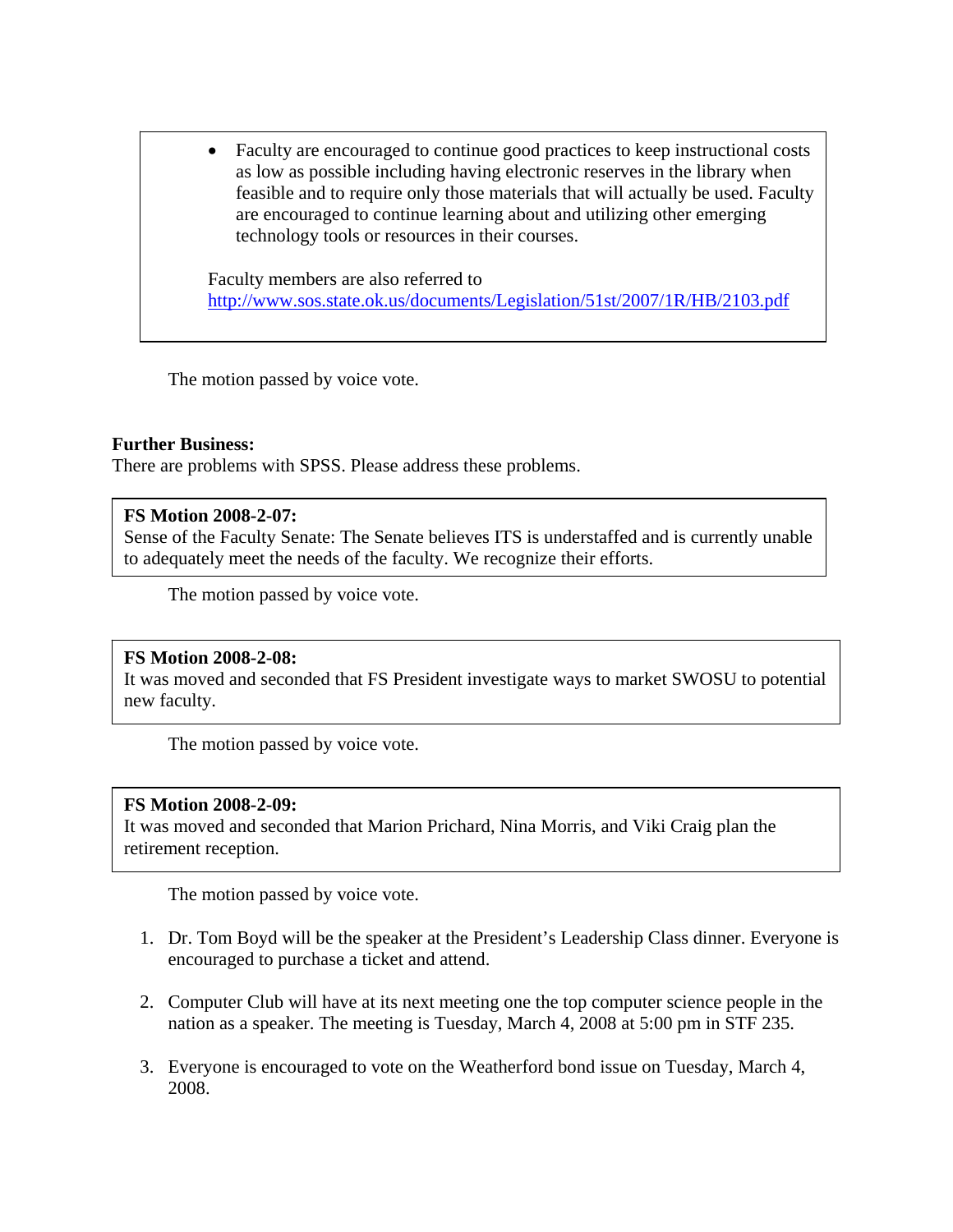- Faculty are encouraged to continue good practices to keep instructional costs as low as possible including having electronic reserves in the library when feasible and to require only those materials that will actually be used. Faculty are encouraged to continue learning about and utilizing other emerging technology tools or resources in their courses.

Faculty members are also referred to http://www.sos.state.ok.us/documents/Legislation/51st/2007/1R/HB/2103.pdf

The motion passed by voice vote.

**Further Business:**
There are problems with SPSS. Please address these problems.

**FS Motion 2008-2-07:**
Sense of the Faculty Senate: The Senate believes ITS is understaffed and is currently unable to adequately meet the needs of the faculty. We recognize their efforts.

The motion passed by voice vote.

**FS Motion 2008-2-08:**
It was moved and seconded that FS President investigate ways to market SWOSU to potential new faculty.

The motion passed by voice vote.

**FS Motion 2008-2-09:**
It was moved and seconded that Marion Prichard, Nina Morris, and Viki Craig plan the retirement reception.

The motion passed by voice vote.

1. Dr. Tom Boyd will be the speaker at the President's Leadership Class dinner. Everyone is encouraged to purchase a ticket and attend.

2. Computer Club will have at its next meeting one the top computer science people in the nation as a speaker. The meeting is Tuesday, March 4, 2008 at 5:00 pm in STF 235.

3. Everyone is encouraged to vote on the Weatherford bond issue on Tuesday, March 4, 2008.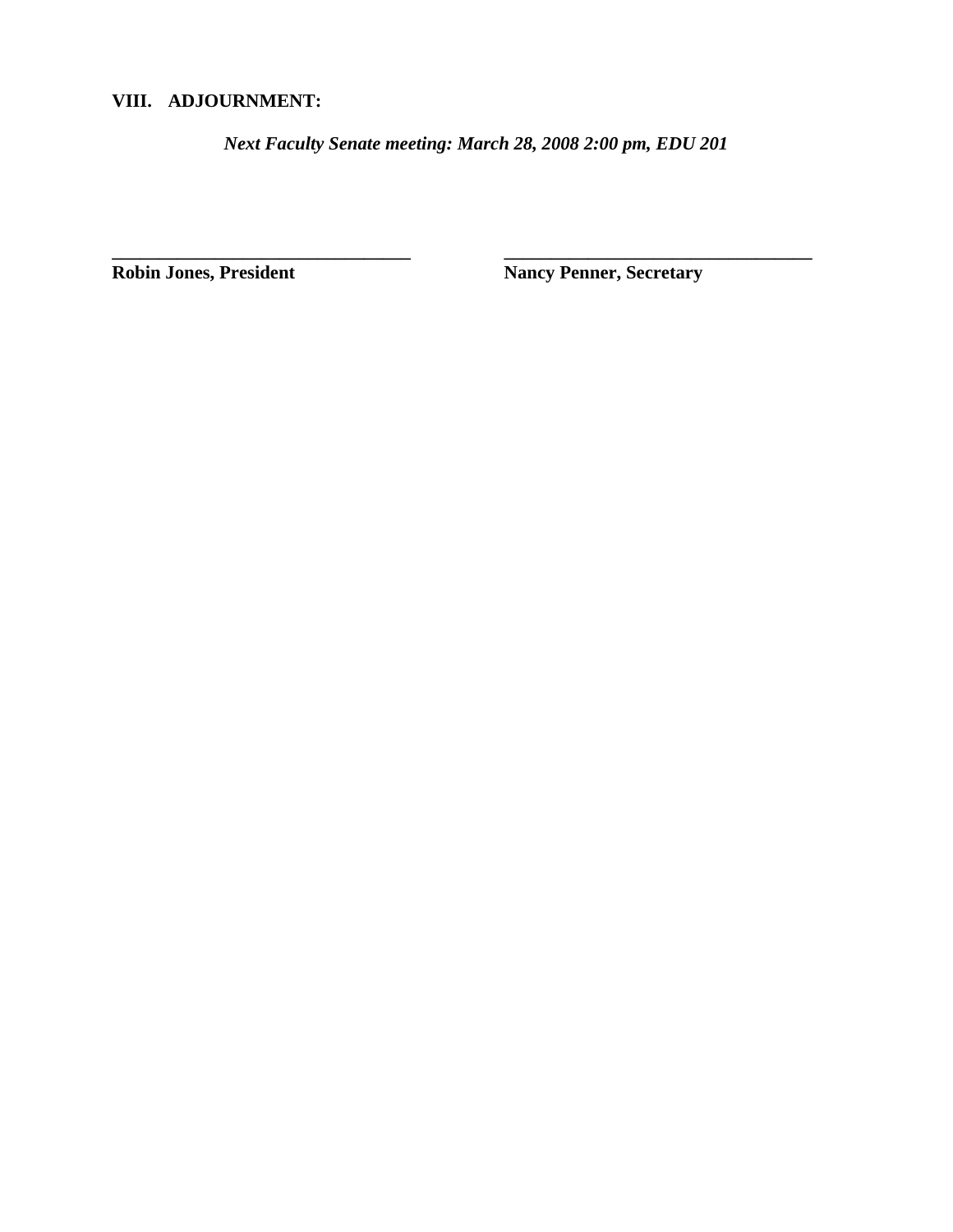**VIII. ADJOURNMENT:**

*Next Faculty Senate meeting: March 28, 2008 2:00 pm, EDU 201*

| _________________________________ | _________________________________ |
|---|---|
| **Robin Jones, President** | **Nancy Penner, Secretary** |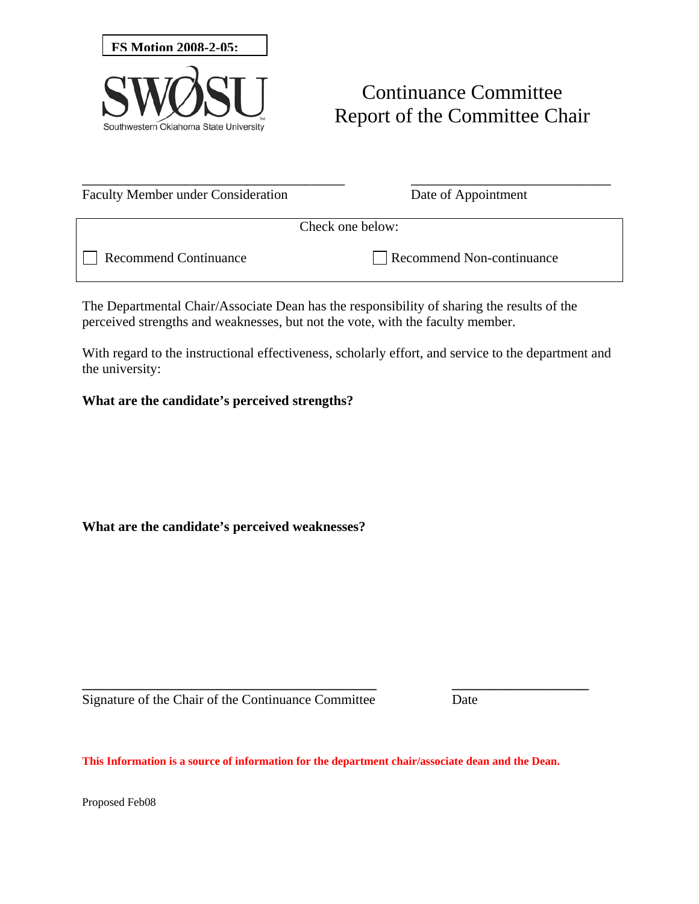**FS Motion 2008-2-05:**

SWOSU
Southwestern Oklahoma State University

# Continuance Committee
# Report of the Committee Chair

\_\_\_\_\_\_\_\_\_\_\_\_\_\_\_\_\_\_\_\_\_\_\_\_\_\_\_\_\_\_\_\_\_\_\_\_\_ \_\_\_\_\_\_\_\_\_\_\_\_\_\_\_\_\_\_\_\_\_\_\_\_\_\_\_\_\_
Faculty Member under Consideration Date of Appointment

Check one below:

☐ Recommend Continuance ☐ Recommend Non-continuance

The Departmental Chair/Associate Dean has the responsibility of sharing the results of the perceived strengths and weaknesses, but not the vote, with the faculty member.

With regard to the instructional effectiveness, scholarly effort, and service to the department and the university:

**What are the candidate's perceived strengths?**

**What are the candidate's perceived weaknesses?**

\_\_\_\_\_\_\_\_\_\_\_\_\_\_\_\_\_\_\_\_\_\_\_\_\_\_\_\_\_\_\_\_\_\_\_\_\_\_\_\_\_\_ \_\_\_\_\_\_\_\_\_\_\_\_\_\_\_\_\_\_\_\_
Signature of the Chair of the Continuance Committee Date

**This Information is a source of information for the department chair/associate dean and the Dean.**

Proposed Feb08